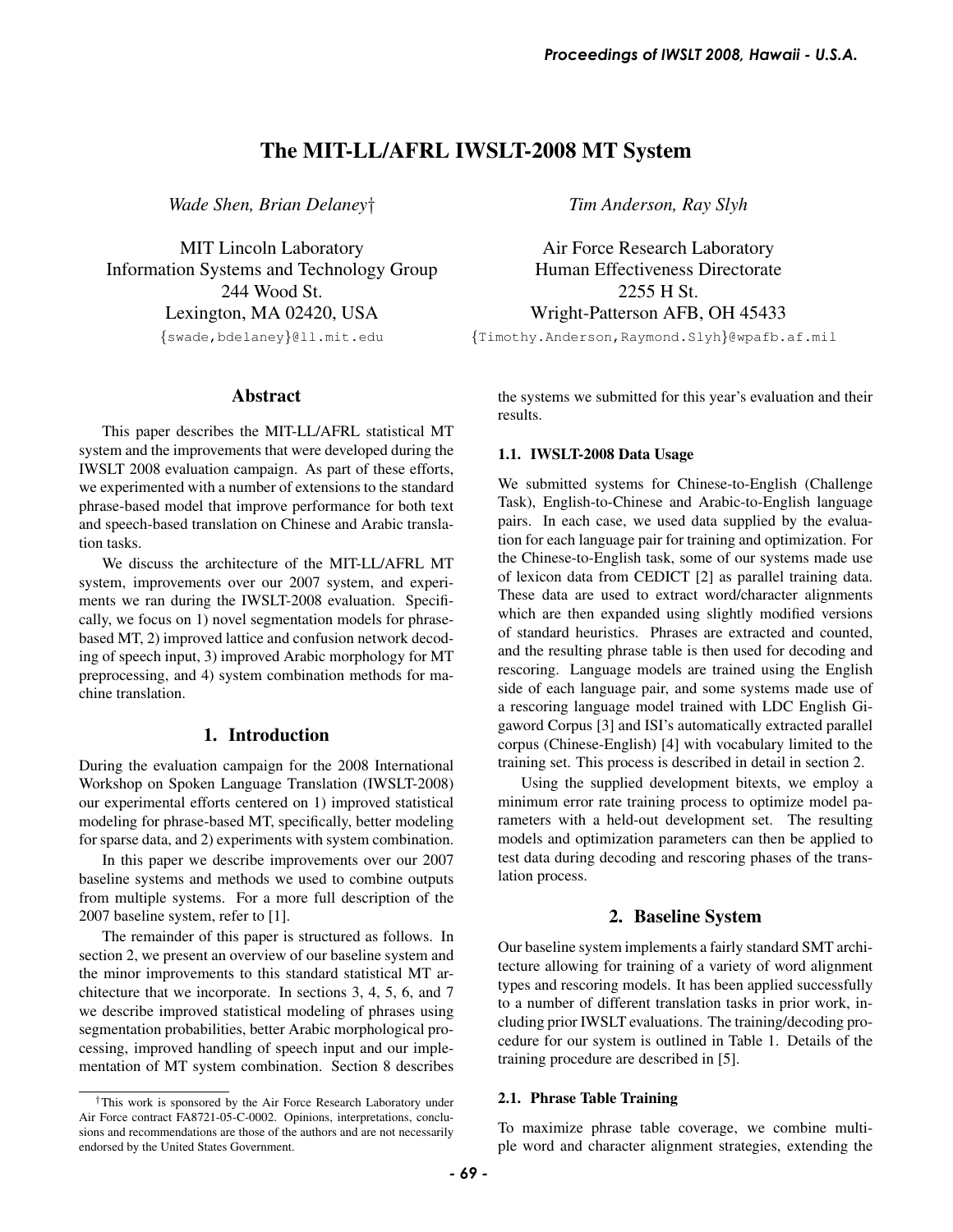# The MIT-LL/AFRL IWSLT-2008 MT System

*Wade Shen, Brian Delaney*†

MIT Lincoln Laboratory
Information Systems and Technology Group
244 Wood St.
Lexington, MA 02420, USA
{swade,bdelaney}@ll.mit.edu

*Tim Anderson, Ray Slyh*

Air Force Research Laboratory
Human Effectiveness Directorate
2255 H St.
Wright-Patterson AFB, OH 45433
{Timothy.Anderson,Raymond.Slyh}@wpafb.af.mil

## Abstract

This paper describes the MIT-LL/AFRL statistical MT system and the improvements that were developed during the IWSLT 2008 evaluation campaign. As part of these efforts, we experimented with a number of extensions to the standard phrase-based model that improve performance for both text and speech-based translation on Chinese and Arabic translation tasks.

We discuss the architecture of the MIT-LL/AFRL MT system, improvements over our 2007 system, and experiments we ran during the IWSLT-2008 evaluation. Specifically, we focus on 1) novel segmentation models for phrase-based MT, 2) improved lattice and confusion network decoding of speech input, 3) improved Arabic morphology for MT preprocessing, and 4) system combination methods for machine translation.

## 1. Introduction

During the evaluation campaign for the 2008 International Workshop on Spoken Language Translation (IWSLT-2008) our experimental efforts centered on 1) improved statistical modeling for phrase-based MT, specifically, better modeling for sparse data, and 2) experiments with system combination.

In this paper we describe improvements over our 2007 baseline systems and methods we used to combine outputs from multiple systems. For a more full description of the 2007 baseline system, refer to [1].

The remainder of this paper is structured as follows. In section 2, we present an overview of our baseline system and the minor improvements to this standard statistical MT architecture that we incorporate. In sections 3, 4, 5, 6, and 7 we describe improved statistical modeling of phrases using segmentation probabilities, better Arabic morphological processing, improved handling of speech input and our implementation of MT system combination. Section 8 describes the systems we submitted for this year's evaluation and their results.

### 1.1. IWSLT-2008 Data Usage

We submitted systems for Chinese-to-English (Challenge Task), English-to-Chinese and Arabic-to-English language pairs. In each case, we used data supplied by the evaluation for each language pair for training and optimization. For the Chinese-to-English task, some of our systems made use of lexicon data from CEDICT [2] as parallel training data. These data are used to extract word/character alignments which are then expanded using slightly modified versions of standard heuristics. Phrases are extracted and counted, and the resulting phrase table is then used for decoding and rescoring. Language models are trained using the English side of each language pair, and some systems made use of a rescoring language model trained with LDC English Gigaword Corpus [3] and ISI's automatically extracted parallel corpus (Chinese-English) [4] with vocabulary limited to the training set. This process is described in detail in section 2.

Using the supplied development bitexts, we employ a minimum error rate training process to optimize model parameters with a held-out development set. The resulting models and optimization parameters can then be applied to test data during decoding and rescoring phases of the translation process.

## 2. Baseline System

Our baseline system implements a fairly standard SMT architecture allowing for training of a variety of word alignment types and rescoring models. It has been applied successfully to a number of different translation tasks in prior work, including prior IWSLT evaluations. The training/decoding procedure for our system is outlined in Table 1. Details of the training procedure are described in [5].

### 2.1. Phrase Table Training

To maximize phrase table coverage, we combine multiple word and character alignment strategies, extending the

†This work is sponsored by the Air Force Research Laboratory under Air Force contract FA8721-05-C-0002. Opinions, interpretations, conclusions and recommendations are those of the authors and are not necessarily endorsed by the United States Government.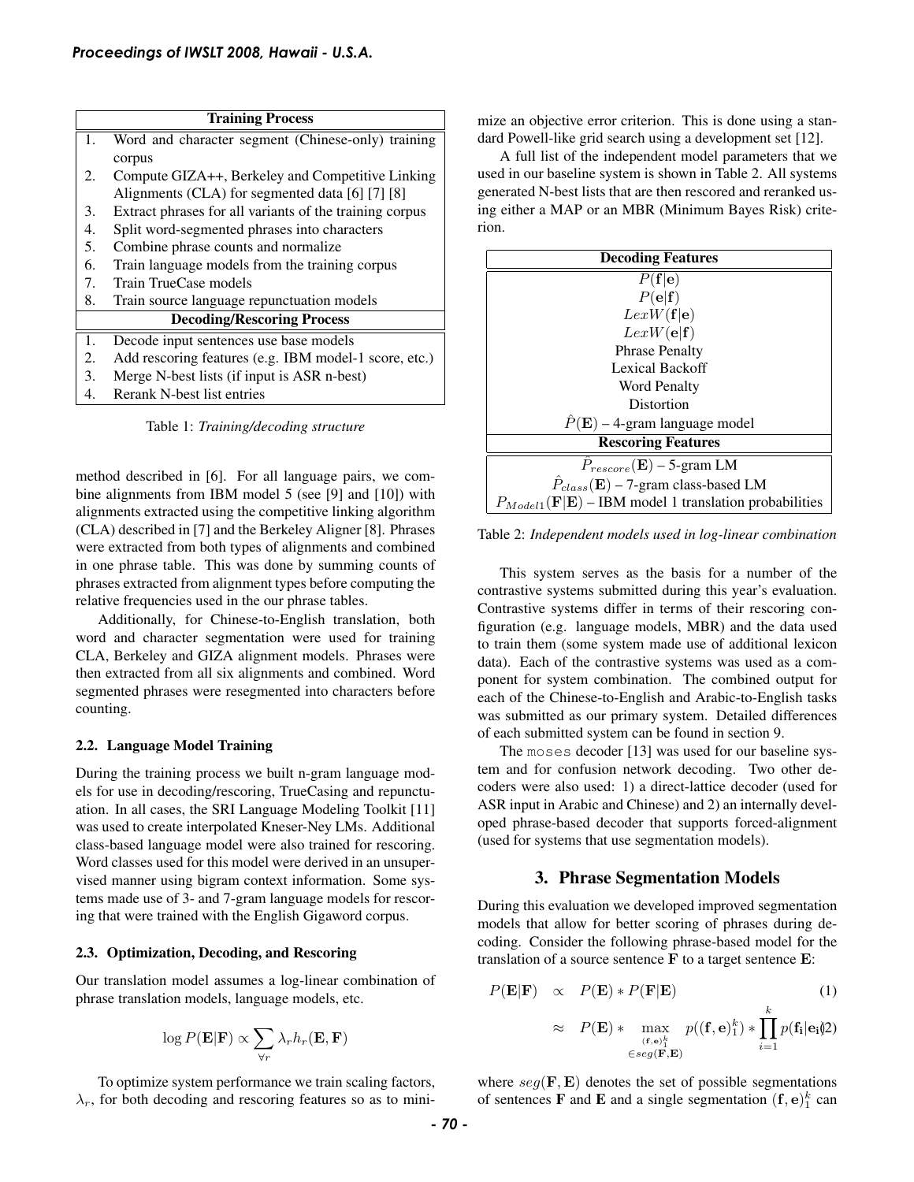| Training Process | |
|---|---|
| 1. | Word and character segment (Chinese-only) training corpus |
| 2. | Compute GIZA++, Berkeley and Competitive Linking Alignments (CLA) for segmented data [6] [7] [8] |
| 3. | Extract phrases for all variants of the training corpus |
| 4. | Split word-segmented phrases into characters |
| 5. | Combine phrase counts and normalize |
| 6. | Train language models from the training corpus |
| 7. | Train TrueCase models |
| 8. | Train source language repunctuation models |
| **Decoding/Rescoring Process** | |
| 1. | Decode input sentences use base models |
| 2. | Add rescoring features (e.g. IBM model-1 score, etc.) |
| 3. | Merge N-best lists (if input is ASR n-best) |
| 4. | Rerank N-best list entries |

Table 1: *Training/decoding structure*

method described in [6]. For all language pairs, we combine alignments from IBM model 5 (see [9] and [10]) with alignments extracted using the competitive linking algorithm (CLA) described in [7] and the Berkeley Aligner [8]. Phrases were extracted from both types of alignments and combined in one phrase table. This was done by summing counts of phrases extracted from alignment types before computing the relative frequencies used in the our phrase tables.

Additionally, for Chinese-to-English translation, both word and character segmentation were used for training CLA, Berkeley and GIZA alignment models. Phrases were then extracted from all six alignments and combined. Word segmented phrases were resegmented into characters before counting.

### 2.2. Language Model Training

During the training process we built n-gram language models for use in decoding/rescoring, TrueCasing and repunctuation. In all cases, the SRI Language Modeling Toolkit [11] was used to create interpolated Kneser-Ney LMs. Additional class-based language model were also trained for rescoring. Word classes used for this model were derived in an unsupervised manner using bigram context information. Some systems made use of 3- and 7-gram language models for rescoring that were trained with the English Gigaword corpus.

### 2.3. Optimization, Decoding, and Rescoring

Our translation model assumes a log-linear combination of phrase translation models, language models, etc.

$$\log P(\mathbf{E}|\mathbf{F}) \propto \sum_{\forall r} \lambda_r h_r(\mathbf{E}, \mathbf{F})$$

To optimize system performance we train scaling factors, $\lambda_r$, for both decoding and rescoring features so as to minimize an objective error criterion. This is done using a standard Powell-like grid search using a development set [12].

A full list of the independent model parameters that we used in our baseline system is shown in Table 2. All systems generated N-best lists that are then rescored and reranked using either a MAP or an MBR (Minimum Bayes Risk) criterion.

| Decoding Features |
|---|
| $P(\mathbf{f}\|\mathbf{e})$ |
| $P(\mathbf{e}\|\mathbf{f})$ |
| $LexW(\mathbf{f}\|\mathbf{e})$ |
| $LexW(\mathbf{e}\|\mathbf{f})$ |
| Phrase Penalty |
| Lexical Backoff |
| Word Penalty |
| Distortion |
| $\hat{P}(\mathbf{E})$ – 4-gram language model |
| **Rescoring Features** |
| $\hat{P}_{rescore}(\mathbf{E})$ – 5-gram LM |
| $\hat{P}_{class}(\mathbf{E})$ – 7-gram class-based LM |
| $P_{Model1}(\mathbf{F}\|\mathbf{E})$ – IBM model 1 translation probabilities |

Table 2: *Independent models used in log-linear combination*

This system serves as the basis for a number of the contrastive systems submitted during this year's evaluation. Contrastive systems differ in terms of their rescoring configuration (e.g. language models, MBR) and the data used to train them (some system made use of additional lexicon data). Each of the contrastive systems was used as a component for system combination. The combined output for each of the Chinese-to-English and Arabic-to-English tasks was submitted as our primary system. Detailed differences of each submitted system can be found in section 9.

The `moses` decoder [13] was used for our baseline system and for confusion network decoding. Two other decoders were also used: 1) a direct-lattice decoder (used for ASR input in Arabic and Chinese) and 2) an internally developed phrase-based decoder that supports forced-alignment (used for systems that use segmentation models).

## 3. Phrase Segmentation Models

During this evaluation we developed improved segmentation models that allow for better scoring of phrases during decoding. Consider the following phrase-based model for the translation of a source sentence $\mathbf{F}$ to a target sentence $\mathbf{E}$:

$$P(\mathbf{E}|\mathbf{F}) \propto P(\mathbf{E}) * P(\mathbf{F}|\mathbf{E}) \tag{1}$$

$$\approx P(\mathbf{E}) * \max_{\substack{(\mathbf{f},\mathbf{e})_1^k \\ \in seg(\mathbf{F},\mathbf{E})}} p((\mathbf{f},\mathbf{e})_1^k) * \prod_{i=1}^{k} p(\mathbf{f_i}|\mathbf{e_i}) \tag{2}$$

where $seg(\mathbf{F}, \mathbf{E})$ denotes the set of possible segmentations of sentences $\mathbf{F}$ and $\mathbf{E}$ and a single segmentation $(\mathbf{f}, \mathbf{e})_1^k$ can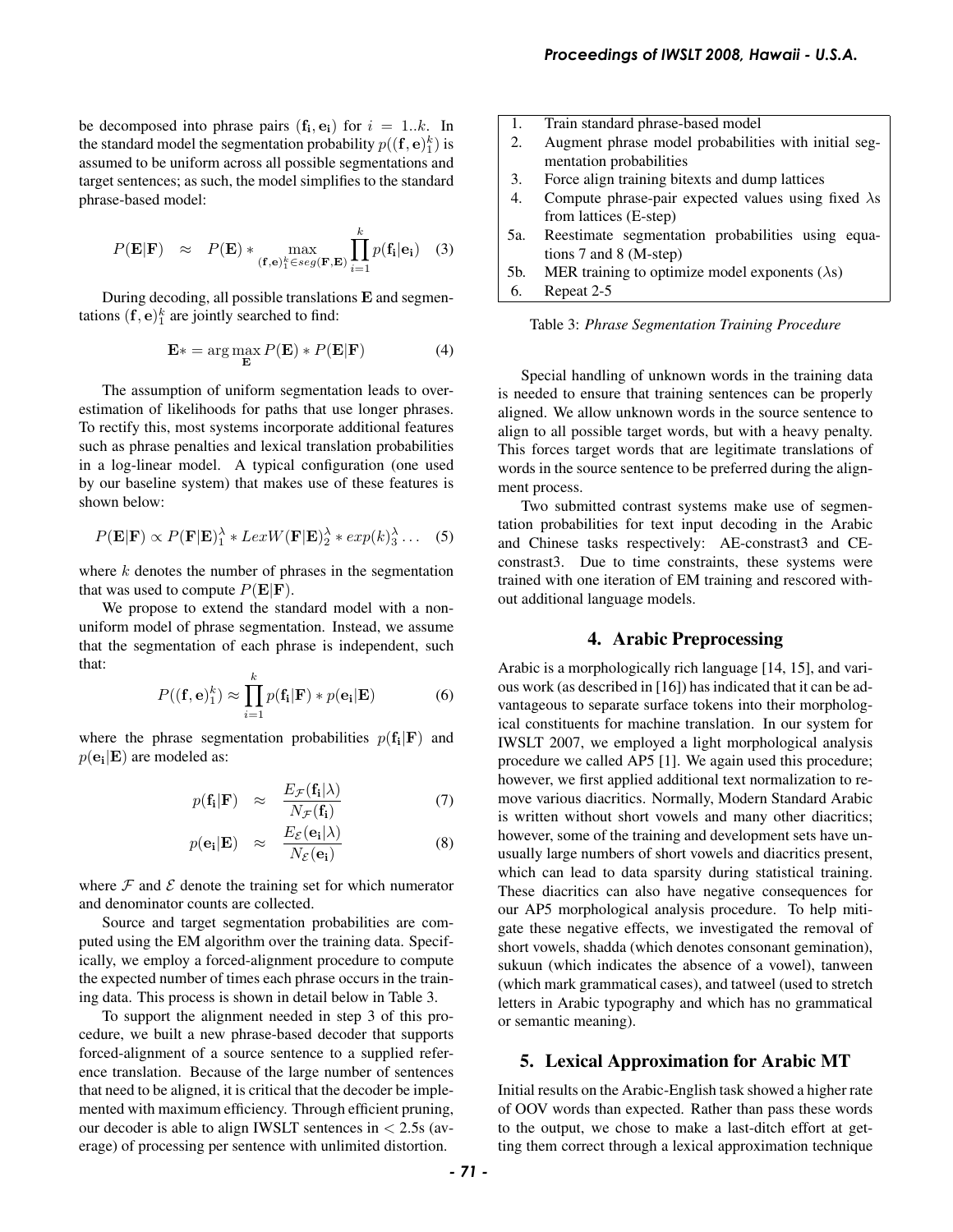be decomposed into phrase pairs $(\mathbf{f_i}, \mathbf{e_i})$ for $i = 1..k$. In the standard model the segmentation probability $p((\mathbf{f}, \mathbf{e})_1^k)$ is assumed to be uniform across all possible segmentations and target sentences; as such, the model simplifies to the standard phrase-based model:

$$P(\mathbf{E}|\mathbf{F}) \approx P(\mathbf{E}) * \max_{(\mathbf{f},\mathbf{e})_1^k \in seg(\mathbf{F},\mathbf{E})} \prod_{i=1}^{k} p(\mathbf{f_i}|\mathbf{e_i}) \quad (3)$$

During decoding, all possible translations $\mathbf{E}$ and segmentations $(\mathbf{f}, \mathbf{e})_1^k$ are jointly searched to find:

$$\mathbf{E}* = \arg\max_{\mathbf{E}} P(\mathbf{E}) * P(\mathbf{E}|\mathbf{F}) \quad (4)$$

The assumption of uniform segmentation leads to overestimation of likelihoods for paths that use longer phrases. To rectify this, most systems incorporate additional features such as phrase penalties and lexical translation probabilities in a log-linear model. A typical configuration (one used by our baseline system) that makes use of these features is shown below:

$$P(\mathbf{E}|\mathbf{F}) \propto P(\mathbf{F}|\mathbf{E})_1^{\lambda} * LexW(\mathbf{F}|\mathbf{E})_2^{\lambda} * exp(k)_3^{\lambda} \ldots \quad (5)$$

where $k$ denotes the number of phrases in the segmentation that was used to compute $P(\mathbf{E}|\mathbf{F})$.

We propose to extend the standard model with a non-uniform model of phrase segmentation. Instead, we assume that the segmentation of each phrase is independent, such that:

$$P((\mathbf{f}, \mathbf{e})_1^k) \approx \prod_{i=1}^{k} p(\mathbf{f_i}|\mathbf{F}) * p(\mathbf{e_i}|\mathbf{E}) \quad (6)$$

where the phrase segmentation probabilities $p(\mathbf{f_i}|\mathbf{F})$ and $p(\mathbf{e_i}|\mathbf{E})$ are modeled as:

$$p(\mathbf{f_i}|\mathbf{F}) \approx \frac{E_{\mathcal{F}}(\mathbf{f_i}|\lambda)}{N_{\mathcal{F}}(\mathbf{f_i})} \quad (7)$$

$$p(\mathbf{e_i}|\mathbf{E}) \approx \frac{E_{\mathcal{E}}(\mathbf{e_i}|\lambda)}{N_{\mathcal{E}}(\mathbf{e_i})} \quad (8)$$

where $\mathcal{F}$ and $\mathcal{E}$ denote the training set for which numerator and denominator counts are collected.

Source and target segmentation probabilities are computed using the EM algorithm over the training data. Specifically, we employ a forced-alignment procedure to compute the expected number of times each phrase occurs in the training data. This process is shown in detail below in Table 3.

To support the alignment needed in step 3 of this procedure, we built a new phrase-based decoder that supports forced-alignment of a source sentence to a supplied reference translation. Because of the large number of sentences that need to be aligned, it is critical that the decoder be implemented with maximum efficiency. Through efficient pruning, our decoder is able to align IWSLT sentences in $< 2.5$s (average) of processing per sentence with unlimited distortion.

| | |
|---|---|
| 1. | Train standard phrase-based model |
| 2. | Augment phrase model probabilities with initial segmentation probabilities |
| 3. | Force align training bitexts and dump lattices |
| 4. | Compute phrase-pair expected values using fixed $\lambda$s from lattices (E-step) |
| 5a. | Reestimate segmentation probabilities using equations 7 and 8 (M-step) |
| 5b. | MER training to optimize model exponents ($\lambda$s) |
| 6. | Repeat 2-5 |

Table 3: *Phrase Segmentation Training Procedure*

Special handling of unknown words in the training data is needed to ensure that training sentences can be properly aligned. We allow unknown words in the source sentence to align to all possible target words, but with a heavy penalty. This forces target words that are legitimate translations of words in the source sentence to be preferred during the alignment process.

Two submitted contrast systems make use of segmentation probabilities for text input decoding in the Arabic and Chinese tasks respectively: AE-constrast3 and CE-constrast3. Due to time constraints, these systems were trained with one iteration of EM training and rescored without additional language models.

## 4. Arabic Preprocessing

Arabic is a morphologically rich language [14, 15], and various work (as described in [16]) has indicated that it can be advantageous to separate surface tokens into their morphological constituents for machine translation. In our system for IWSLT 2007, we employed a light morphological analysis procedure we called AP5 [1]. We again used this procedure; however, we first applied additional text normalization to remove various diacritics. Normally, Modern Standard Arabic is written without short vowels and many other diacritics; however, some of the training and development sets have unusually large numbers of short vowels and diacritics present, which can lead to data sparsity during statistical training. These diacritics can also have negative consequences for our AP5 morphological analysis procedure. To help mitigate these negative effects, we investigated the removal of short vowels, shadda (which denotes consonant gemination), sukuun (which indicates the absence of a vowel), tanween (which mark grammatical cases), and tatweel (used to stretch letters in Arabic typography and which has no grammatical or semantic meaning).

## 5. Lexical Approximation for Arabic MT

Initial results on the Arabic-English task showed a higher rate of OOV words than expected. Rather than pass these words to the output, we chose to make a last-ditch effort at getting them correct through a lexical approximation technique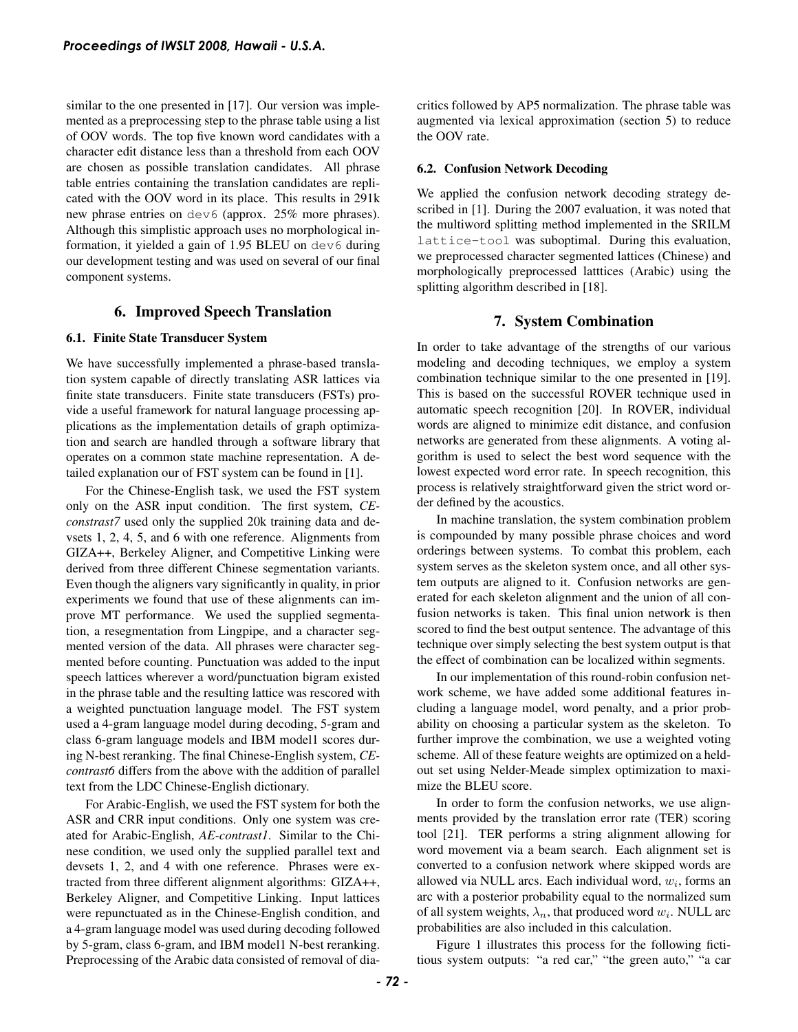similar to the one presented in [17]. Our version was implemented as a preprocessing step to the phrase table using a list of OOV words. The top five known word candidates with a character edit distance less than a threshold from each OOV are chosen as possible translation candidates. All phrase table entries containing the translation candidates are replicated with the OOV word in its place. This results in 291k new phrase entries on `dev6` (approx. 25% more phrases). Although this simplistic approach uses no morphological information, it yielded a gain of 1.95 BLEU on `dev6` during our development testing and was used on several of our final component systems.

## 6. Improved Speech Translation

### 6.1. Finite State Transducer System

We have successfully implemented a phrase-based translation system capable of directly translating ASR lattices via finite state transducers. Finite state transducers (FSTs) provide a useful framework for natural language processing applications as the implementation details of graph optimization and search are handled through a software library that operates on a common state machine representation. A detailed explanation our of FST system can be found in [1].

For the Chinese-English task, we used the FST system only on the ASR input condition. The first system, *CE-constrast7* used only the supplied 20k training data and devsets 1, 2, 4, 5, and 6 with one reference. Alignments from GIZA++, Berkeley Aligner, and Competitive Linking were derived from three different Chinese segmentation variants. Even though the aligners vary significantly in quality, in prior experiments we found that use of these alignments can improve MT performance. We used the supplied segmentation, a resegmentation from Lingpipe, and a character segmented version of the data. All phrases were character segmented before counting. Punctuation was added to the input speech lattices wherever a word/punctuation bigram existed in the phrase table and the resulting lattice was rescored with a weighted punctuation language model. The FST system used a 4-gram language model during decoding, 5-gram and class 6-gram language models and IBM model1 scores during N-best reranking. The final Chinese-English system, *CE-contrast6* differs from the above with the addition of parallel text from the LDC Chinese-English dictionary.

For Arabic-English, we used the FST system for both the ASR and CRR input conditions. Only one system was created for Arabic-English, *AE-contrast1*. Similar to the Chinese condition, we used only the supplied parallel text and devsets 1, 2, and 4 with one reference. Phrases were extracted from three different alignment algorithms: GIZA++, Berkeley Aligner, and Competitive Linking. Input lattices were repunctuated as in the Chinese-English condition, and a 4-gram language model was used during decoding followed by 5-gram, class 6-gram, and IBM model1 N-best reranking. Preprocessing of the Arabic data consisted of removal of diacritics followed by AP5 normalization. The phrase table was augmented via lexical approximation (section 5) to reduce the OOV rate.

### 6.2. Confusion Network Decoding

We applied the confusion network decoding strategy described in [1]. During the 2007 evaluation, it was noted that the multiword splitting method implemented in the SRILM `lattice-tool` was suboptimal. During this evaluation, we preprocessed character segmented lattices (Chinese) and morphologically preprocessed latttices (Arabic) using the splitting algorithm described in [18].

## 7. System Combination

In order to take advantage of the strengths of our various modeling and decoding techniques, we employ a system combination technique similar to the one presented in [19]. This is based on the successful ROVER technique used in automatic speech recognition [20]. In ROVER, individual words are aligned to minimize edit distance, and confusion networks are generated from these alignments. A voting algorithm is used to select the best word sequence with the lowest expected word error rate. In speech recognition, this process is relatively straightforward given the strict word order defined by the acoustics.

In machine translation, the system combination problem is compounded by many possible phrase choices and word orderings between systems. To combat this problem, each system serves as the skeleton system once, and all other system outputs are aligned to it. Confusion networks are generated for each skeleton alignment and the union of all confusion networks is taken. This final union network is then scored to find the best output sentence. The advantage of this technique over simply selecting the best system output is that the effect of combination can be localized within segments.

In our implementation of this round-robin confusion network scheme, we have added some additional features including a language model, word penalty, and a prior probability on choosing a particular system as the skeleton. To further improve the combination, we use a weighted voting scheme. All of these feature weights are optimized on a held-out set using Nelder-Meade simplex optimization to maximize the BLEU score.

In order to form the confusion networks, we use alignments provided by the translation error rate (TER) scoring tool [21]. TER performs a string alignment allowing for word movement via a beam search. Each alignment set is converted to a confusion network where skipped words are allowed via NULL arcs. Each individual word, $w_i$, forms an arc with a posterior probability equal to the normalized sum of all system weights, $\lambda_n$, that produced word $w_i$. NULL arc probabilities are also included in this calculation.

Figure 1 illustrates this process for the following fictitious system outputs: "a red car," "the green auto," "a car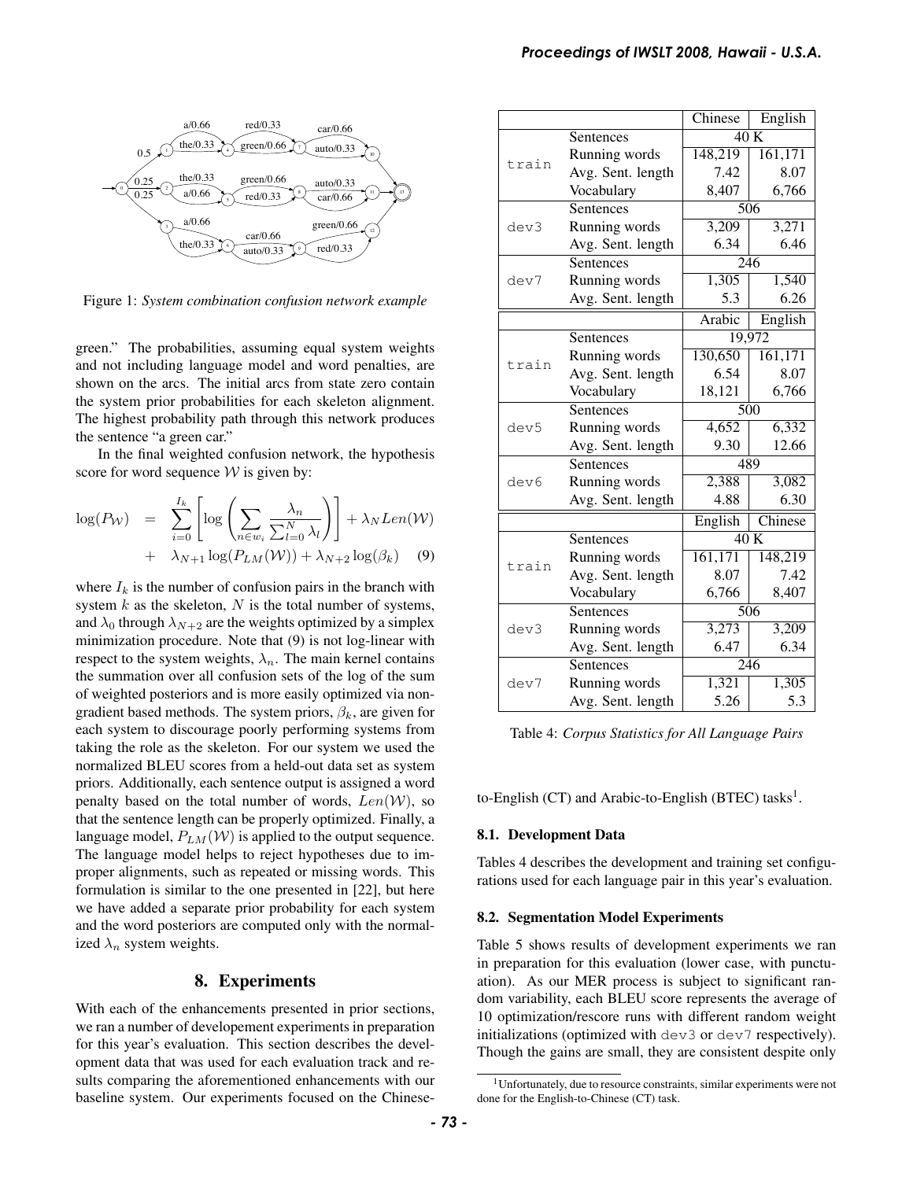Figure 1: *System combination confusion network example*

green." The probabilities, assuming equal system weights and not including language model and word penalties, are shown on the arcs. The initial arcs from state zero contain the system prior probabilities for each skeleton alignment. The highest probability path through this network produces the sentence "a green car."

In the final weighted confusion network, the hypothesis score for word sequence $\mathcal{W}$ is given by:

$$\log(P_{\mathcal{W}}) = \sum_{i=0}^{I_k} \left[ \log \left( \sum_{n \in w_i} \frac{\lambda_n}{\sum_{l=0}^{N} \lambda_l} \right) \right] + \lambda_N Len(\mathcal{W}) + \lambda_{N+1} \log(P_{LM}(\mathcal{W})) + \lambda_{N+2} \log(\beta_k) \quad (9)$$

where $I_k$ is the number of confusion pairs in the branch with system $k$ as the skeleton, $N$ is the total number of systems, and $\lambda_0$ through $\lambda_{N+2}$ are the weights optimized by a simplex minimization procedure. Note that (9) is not log-linear with respect to the system weights, $\lambda_n$. The main kernel contains the summation over all confusion sets of the log of the sum of weighted posteriors and is more easily optimized via non-gradient based methods. The system priors, $\beta_k$, are given for each system to discourage poorly performing systems from taking the role as the skeleton. For our system we used the normalized BLEU scores from a held-out data set as system priors. Additionally, each sentence output is assigned a word penalty based on the total number of words, $Len(\mathcal{W})$, so that the sentence length can be properly optimized. Finally, a language model, $P_{LM}(\mathcal{W})$ is applied to the output sequence. The language model helps to reject hypotheses due to improper alignments, such as repeated or missing words. This formulation is similar to the one presented in [22], but here we have added a separate prior probability for each system and the word posteriors are computed only with the normalized $\lambda_n$ system weights.

# 8. Experiments

With each of the enhancements presented in prior sections, we ran a number of developement experiments in preparation for this year's evaluation. This section describes the development data that was used for each evaluation track and results comparing the aforementioned enhancements with our baseline system. Our experiments focused on the Chinese-to-English (CT) and Arabic-to-English (BTEC) tasks[1].

| | | Chinese | English |
|---|---|---|---|
| train | Sentences | 40 K | |
| | Running words | 148,219 | 161,171 |
| | Avg. Sent. length | 7.42 | 8.07 |
| | Vocabulary | 8,407 | 6,766 |
| dev3 | Sentences | 506 | |
| | Running words | 3,209 | 3,271 |
| | Avg. Sent. length | 6.34 | 6.46 |
| dev7 | Sentences | 246 | |
| | Running words | 1,305 | 1,540 |
| | Avg. Sent. length | 5.3 | 6.26 |
| | | **Arabic** | **English** |
| train | Sentences | 19,972 | |
| | Running words | 130,650 | 161,171 |
| | Avg. Sent. length | 6.54 | 8.07 |
| | Vocabulary | 18,121 | 6,766 |
| dev5 | Sentences | 500 | |
| | Running words | 4,652 | 6,332 |
| | Avg. Sent. length | 9.30 | 12.66 |
| dev6 | Sentences | 489 | |
| | Running words | 2,388 | 3,082 |
| | Avg. Sent. length | 4.88 | 6.30 |
| | | **English** | **Chinese** |
| train | Sentences | 40 K | |
| | Running words | 161,171 | 148,219 |
| | Avg. Sent. length | 8.07 | 7.42 |
| | Vocabulary | 6,766 | 8,407 |
| dev3 | Sentences | 506 | |
| | Running words | 3,273 | 3,209 |
| | Avg. Sent. length | 6.47 | 6.34 |
| dev7 | Sentences | 246 | |
| | Running words | 1,321 | 1,305 |
| | Avg. Sent. length | 5.26 | 5.3 |

Table 4: *Corpus Statistics for All Language Pairs*

## 8.1. Development Data

Tables 4 describes the development and training set configurations used for each language pair in this year's evaluation.

## 8.2. Segmentation Model Experiments

Table 5 shows results of development experiments we ran in preparation for this evaluation (lower case, with punctuation). As our MER process is subject to significant random variability, each BLEU score represents the average of 10 optimization/rescore runs with different random weight initializations (optimized with `dev3` or `dev7` respectively). Though the gains are small, they are consistent despite only

[1] Unfortunately, due to resource constraints, similar experiments were not done for the English-to-Chinese (CT) task.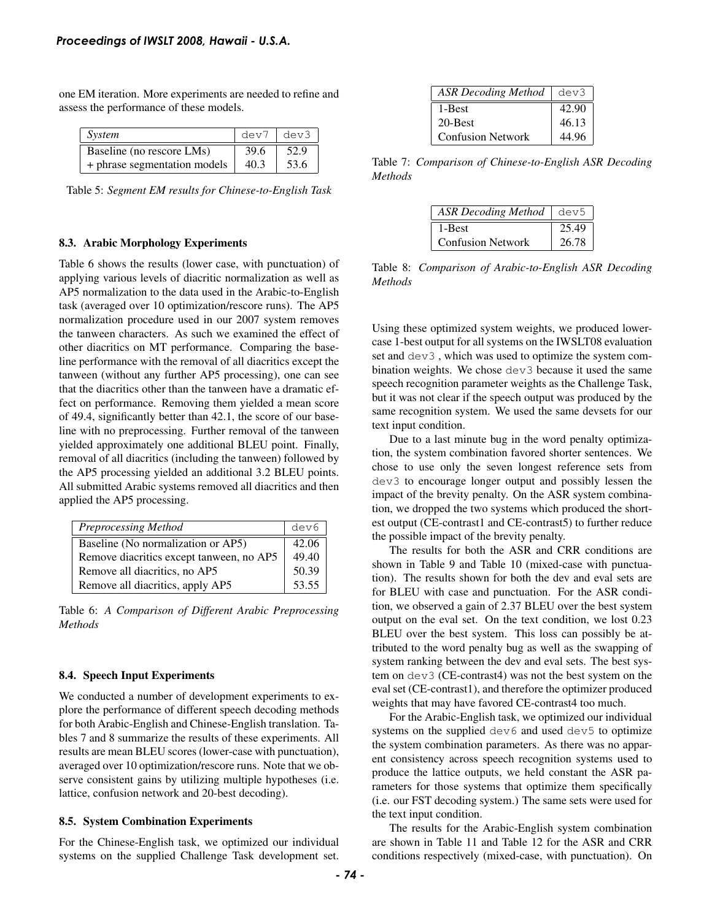one EM iteration. More experiments are needed to refine and assess the performance of these models.

| *System* | dev7 | dev3 |
|---|---|---|
| Baseline (no rescore LMs) | 39.6 | 52.9 |
| + phrase segmentation models | 40.3 | 53.6 |

Table 5: *Segment EM results for Chinese-to-English Task*

### 8.3. Arabic Morphology Experiments

Table 6 shows the results (lower case, with punctuation) of applying various levels of diacritic normalization as well as AP5 normalization to the data used in the Arabic-to-English task (averaged over 10 optimization/rescore runs). The AP5 normalization procedure used in our 2007 system removes the tanween characters. As such we examined the effect of other diacritics on MT performance. Comparing the baseline performance with the removal of all diacritics except the tanween (without any further AP5 processing), one can see that the diacritics other than the tanween have a dramatic effect on performance. Removing them yielded a mean score of 49.4, significantly better than 42.1, the score of our baseline with no preprocessing. Further removal of the tanween yielded approximately one additional BLEU point. Finally, removal of all diacritics (including the tanween) followed by the AP5 processing yielded an additional 3.2 BLEU points. All submitted Arabic systems removed all diacritics and then applied the AP5 processing.

| *Preprocessing Method* | dev6 |
|---|---|
| Baseline (No normalization or AP5) | 42.06 |
| Remove diacritics except tanween, no AP5 | 49.40 |
| Remove all diacritics, no AP5 | 50.39 |
| Remove all diacritics, apply AP5 | 53.55 |

Table 6: *A Comparison of Different Arabic Preprocessing Methods*

### 8.4. Speech Input Experiments

We conducted a number of development experiments to explore the performance of different speech decoding methods for both Arabic-English and Chinese-English translation. Tables 7 and 8 summarize the results of these experiments. All results are mean BLEU scores (lower-case with punctuation), averaged over 10 optimization/rescore runs. Note that we observe consistent gains by utilizing multiple hypotheses (i.e. lattice, confusion network and 20-best decoding).

### 8.5. System Combination Experiments

For the Chinese-English task, we optimized our individual systems on the supplied Challenge Task development set.

| *ASR Decoding Method* | dev3 |
|---|---|
| 1-Best | 42.90 |
| 20-Best | 46.13 |
| Confusion Network | 44.96 |

Table 7: *Comparison of Chinese-to-English ASR Decoding Methods*

| *ASR Decoding Method* | dev5 |
|---|---|
| 1-Best | 25.49 |
| Confusion Network | 26.78 |

Table 8: *Comparison of Arabic-to-English ASR Decoding Methods*

Using these optimized system weights, we produced lowercase 1-best output for all systems on the IWSLT08 evaluation set and dev3 , which was used to optimize the system combination weights. We chose dev3 because it used the same speech recognition parameter weights as the Challenge Task, but it was not clear if the speech output was produced by the same recognition system. We used the same devsets for our text input condition.

Due to a last minute bug in the word penalty optimization, the system combination favored shorter sentences. We chose to use only the seven longest reference sets from dev3 to encourage longer output and possibly lessen the impact of the brevity penalty. On the ASR system combination, we dropped the two systems which produced the shortest output (CE-contrast1 and CE-contrast5) to further reduce the possible impact of the brevity penalty.

The results for both the ASR and CRR conditions are shown in Table 9 and Table 10 (mixed-case with punctuation). The results shown for both the dev and eval sets are for BLEU with case and punctuation. For the ASR condition, we observed a gain of 2.37 BLEU over the best system output on the eval set. On the text condition, we lost 0.23 BLEU over the best system. This loss can possibly be attributed to the word penalty bug as well as the swapping of system ranking between the dev and eval sets. The best system on dev3 (CE-contrast4) was not the best system on the eval set (CE-contrast1), and therefore the optimizer produced weights that may have favored CE-contrast4 too much.

For the Arabic-English task, we optimized our individual systems on the supplied dev6 and used dev5 to optimize the system combination parameters. As there was no apparent consistency across speech recognition systems used to produce the lattice outputs, we held constant the ASR parameters for those systems that optimize them specifically (i.e. our FST decoding system.) The same sets were used for the text input condition.

The results for the Arabic-English system combination are shown in Table 11 and Table 12 for the ASR and CRR conditions respectively (mixed-case, with punctuation). On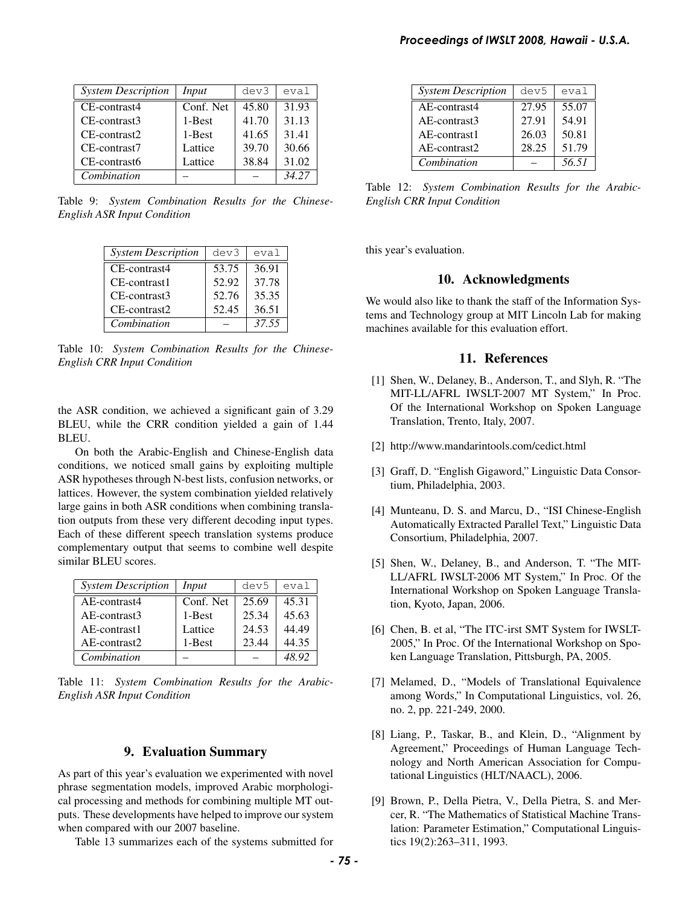| *System Description* | *Input* | dev3 | eval |
|---|---|---|---|
| CE-contrast4 | Conf. Net | 45.80 | 31.93 |
| CE-contrast3 | 1-Best | 41.70 | 31.13 |
| CE-contrast2 | 1-Best | 41.65 | 31.41 |
| CE-contrast7 | Lattice | 39.70 | 30.66 |
| CE-contrast6 | Lattice | 38.84 | 31.02 |
| *Combination* | – | – | *34.27* |

Table 9: *System Combination Results for the Chinese-English ASR Input Condition*

| *System Description* | dev3 | eval |
|---|---|---|
| CE-contrast4 | 53.75 | 36.91 |
| CE-contrast1 | 52.92 | 37.78 |
| CE-contrast3 | 52.76 | 35.35 |
| CE-contrast2 | 52.45 | 36.51 |
| *Combination* | – | *37.55* |

Table 10: *System Combination Results for the Chinese-English CRR Input Condition*

the ASR condition, we achieved a significant gain of 3.29 BLEU, while the CRR condition yielded a gain of 1.44 BLEU.

On both the Arabic-English and Chinese-English data conditions, we noticed small gains by exploiting multiple ASR hypotheses through N-best lists, confusion networks, or lattices. However, the system combination yielded relatively large gains in both ASR conditions when combining translation outputs from these very different decoding input types. Each of these different speech translation systems produce complementary output that seems to combine well despite similar BLEU scores.

| *System Description* | *Input* | dev5 | eval |
|---|---|---|---|
| AE-contrast4 | Conf. Net | 25.69 | 45.31 |
| AE-contrast3 | 1-Best | 25.34 | 45.63 |
| AE-contrast1 | Lattice | 24.53 | 44.49 |
| AE-contrast2 | 1-Best | 23.44 | 44.35 |
| *Combination* | – | – | *48.92* |

Table 11: *System Combination Results for the Arabic-English ASR Input Condition*

## 9. Evaluation Summary

As part of this year's evaluation we experimented with novel phrase segmentation models, improved Arabic morphological processing and methods for combining multiple MT outputs. These developments have helped to improve our system when compared with our 2007 baseline.

Table 13 summarizes each of the systems submitted for this year's evaluation.

| *System Description* | dev5 | eval |
|---|---|---|
| AE-contrast4 | 27.95 | 55.07 |
| AE-contrast3 | 27.91 | 54.91 |
| AE-contrast1 | 26.03 | 50.81 |
| AE-contrast2 | 28.25 | 51.79 |
| *Combination* | – | *56.51* |

Table 12: *System Combination Results for the Arabic-English CRR Input Condition*

## 10. Acknowledgments

We would also like to thank the staff of the Information Systems and Technology group at MIT Lincoln Lab for making machines available for this evaluation effort.

## 11. References

[1] Shen, W., Delaney, B., Anderson, T., and Slyh, R. "The MIT-LL/AFRL IWSLT-2007 MT System," In Proc. Of the International Workshop on Spoken Language Translation, Trento, Italy, 2007.

[2] http://www.mandarintools.com/cedict.html

[3] Graff, D. "English Gigaword," Linguistic Data Consortium, Philadelphia, 2003.

[4] Munteanu, D. S. and Marcu, D., "ISI Chinese-English Automatically Extracted Parallel Text," Linguistic Data Consortium, Philadelphia, 2007.

[5] Shen, W., Delaney, B., and Anderson, T. "The MIT-LL/AFRL IWSLT-2006 MT System," In Proc. Of the International Workshop on Spoken Language Translation, Kyoto, Japan, 2006.

[6] Chen, B. et al, "The ITC-irst SMT System for IWSLT-2005," In Proc. Of the International Workshop on Spoken Language Translation, Pittsburgh, PA, 2005.

[7] Melamed, D., "Models of Translational Equivalence among Words," In Computational Linguistics, vol. 26, no. 2, pp. 221-249, 2000.

[8] Liang, P., Taskar, B., and Klein, D., "Alignment by Agreement," Proceedings of Human Language Technology and North American Association for Computational Linguistics (HLT/NAACL), 2006.

[9] Brown, P., Della Pietra, V., Della Pietra, S. and Mercer, R. "The Mathematics of Statistical Machine Translation: Parameter Estimation," Computational Linguistics 19(2):263–311, 1993.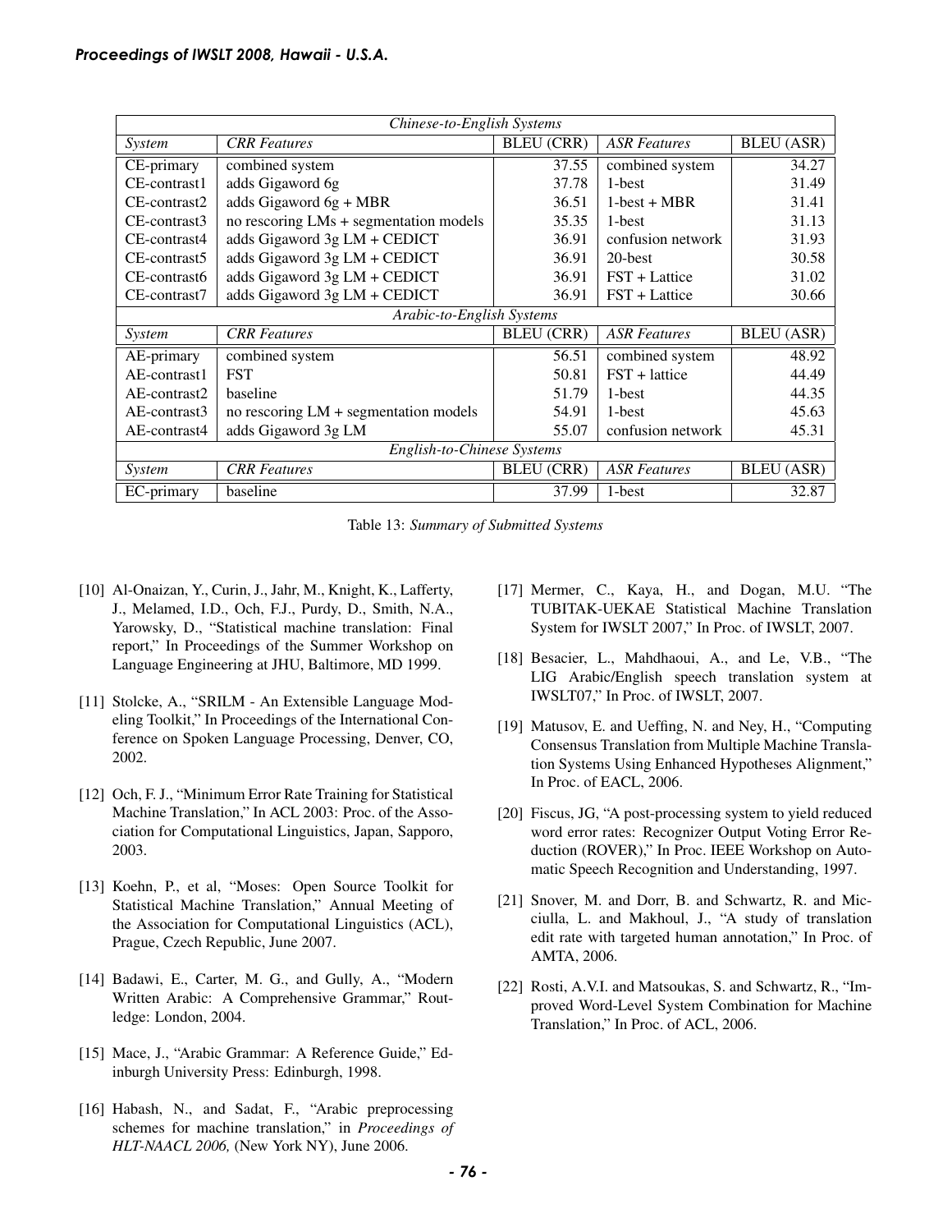| *Chinese-to-English Systems* | | | | |
|---|---|---|---|---|
| *System* | *CRR Features* | BLEU (CRR) | *ASR Features* | BLEU (ASR) |
| CE-primary | combined system | 37.55 | combined system | 34.27 |
| CE-contrast1 | adds Gigaword 6g | 37.78 | 1-best | 31.49 |
| CE-contrast2 | adds Gigaword 6g + MBR | 36.51 | 1-best + MBR | 31.41 |
| CE-contrast3 | no rescoring LMs + segmentation models | 35.35 | 1-best | 31.13 |
| CE-contrast4 | adds Gigaword 3g LM + CEDICT | 36.91 | confusion network | 31.93 |
| CE-contrast5 | adds Gigaword 3g LM + CEDICT | 36.91 | 20-best | 30.58 |
| CE-contrast6 | adds Gigaword 3g LM + CEDICT | 36.91 | FST + Lattice | 31.02 |
| CE-contrast7 | adds Gigaword 3g LM + CEDICT | 36.91 | FST + Lattice | 30.66 |
| *Arabic-to-English Systems* | | | | |
| *System* | *CRR Features* | BLEU (CRR) | *ASR Features* | BLEU (ASR) |
| AE-primary | combined system | 56.51 | combined system | 48.92 |
| AE-contrast1 | FST | 50.81 | FST + lattice | 44.49 |
| AE-contrast2 | baseline | 51.79 | 1-best | 44.35 |
| AE-contrast3 | no rescoring LM + segmentation models | 54.91 | 1-best | 45.63 |
| AE-contrast4 | adds Gigaword 3g LM | 55.07 | confusion network | 45.31 |
| *English-to-Chinese Systems* | | | | |
| *System* | *CRR Features* | BLEU (CRR) | *ASR Features* | BLEU (ASR) |
| EC-primary | baseline | 37.99 | 1-best | 32.87 |

Table 13: *Summary of Submitted Systems*

[10] Al-Onaizan, Y., Curin, J., Jahr, M., Knight, K., Lafferty, J., Melamed, I.D., Och, F.J., Purdy, D., Smith, N.A., Yarowsky, D., "Statistical machine translation: Final report," In Proceedings of the Summer Workshop on Language Engineering at JHU, Baltimore, MD 1999.

[11] Stolcke, A., "SRILM - An Extensible Language Modeling Toolkit," In Proceedings of the International Conference on Spoken Language Processing, Denver, CO, 2002.

[12] Och, F. J., "Minimum Error Rate Training for Statistical Machine Translation," In ACL 2003: Proc. of the Association for Computational Linguistics, Japan, Sapporo, 2003.

[13] Koehn, P., et al, "Moses: Open Source Toolkit for Statistical Machine Translation," Annual Meeting of the Association for Computational Linguistics (ACL), Prague, Czech Republic, June 2007.

[14] Badawi, E., Carter, M. G., and Gully, A., "Modern Written Arabic: A Comprehensive Grammar," Routledge: London, 2004.

[15] Mace, J., "Arabic Grammar: A Reference Guide," Edinburgh University Press: Edinburgh, 1998.

[16] Habash, N., and Sadat, F., "Arabic preprocessing schemes for machine translation," in *Proceedings of HLT-NAACL 2006,* (New York NY), June 2006.

[17] Mermer, C., Kaya, H., and Dogan, M.U. "The TUBITAK-UEKAE Statistical Machine Translation System for IWSLT 2007," In Proc. of IWSLT, 2007.

[18] Besacier, L., Mahdhaoui, A., and Le, V.B., "The LIG Arabic/English speech translation system at IWSLT07," In Proc. of IWSLT, 2007.

[19] Matusov, E. and Ueffing, N. and Ney, H., "Computing Consensus Translation from Multiple Machine Translation Systems Using Enhanced Hypotheses Alignment," In Proc. of EACL, 2006.

[20] Fiscus, JG, "A post-processing system to yield reduced word error rates: Recognizer Output Voting Error Reduction (ROVER)," In Proc. IEEE Workshop on Automatic Speech Recognition and Understanding, 1997.

[21] Snover, M. and Dorr, B. and Schwartz, R. and Micciulla, L. and Makhoul, J., "A study of translation edit rate with targeted human annotation," In Proc. of AMTA, 2006.

[22] Rosti, A.V.I. and Matsoukas, S. and Schwartz, R., "Improved Word-Level System Combination for Machine Translation," In Proc. of ACL, 2006.